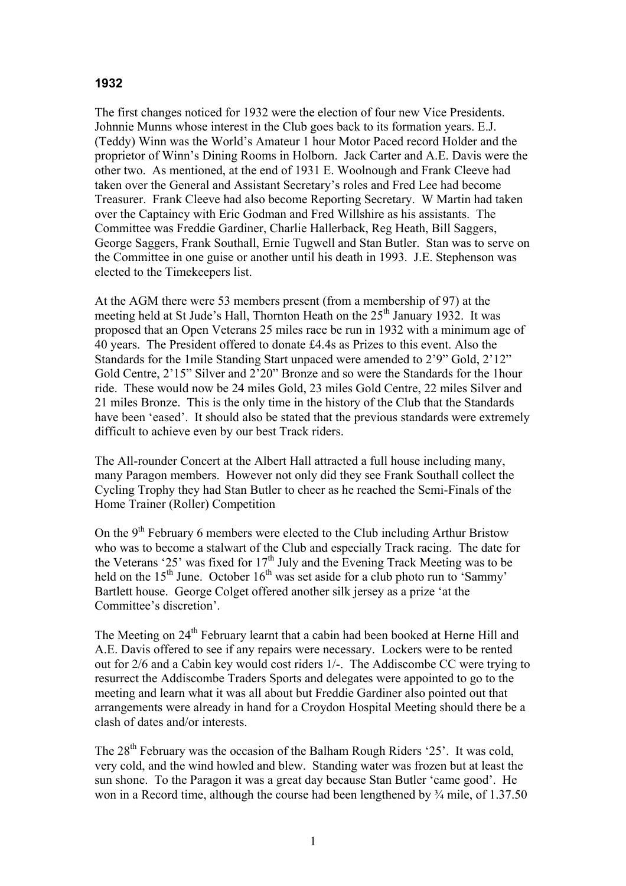**1932**

The first changes noticed for 1932 were the election of four new Vice Presidents. Johnnie Munns whose interest in the Club goes back to its formation years. E.J. (Teddy) Winn was the World's Amateur 1 hour Motor Paced record Holder and the proprietor of Winn's Dining Rooms in Holborn. Jack Carter and A.E. Davis were the other two. As mentioned, at the end of 1931 E. Woolnough and Frank Cleeve had taken over the General and Assistant Secretary's roles and Fred Lee had become Treasurer. Frank Cleeve had also become Reporting Secretary. W Martin had taken over the Captaincy with Eric Godman and Fred Willshire as his assistants. The Committee was Freddie Gardiner, Charlie Hallerback, Reg Heath, Bill Saggers, George Saggers, Frank Southall, Ernie Tugwell and Stan Butler. Stan was to serve on the Committee in one guise or another until his death in 1993. J.E. Stephenson was elected to the Timekeepers list.

At the AGM there were 53 members present (from a membership of 97) at the meeting held at St Jude's Hall, Thornton Heath on the 25th January 1932. It was proposed that an Open Veterans 25 miles race be run in 1932 with a minimum age of 40 years. The President offered to donate £4.4s as Prizes to this event. Also the Standards for the 1mile Standing Start unpaced were amended to 2'9" Gold, 2'12" Gold Centre, 2'15" Silver and 2'20" Bronze and so were the Standards for the 1hour ride. These would now be 24 miles Gold, 23 miles Gold Centre, 22 miles Silver and 21 miles Bronze. This is the only time in the history of the Club that the Standards have been 'eased'. It should also be stated that the previous standards were extremely difficult to achieve even by our best Track riders.

The All-rounder Concert at the Albert Hall attracted a full house including many, many Paragon members. However not only did they see Frank Southall collect the Cycling Trophy they had Stan Butler to cheer as he reached the Semi-Finals of the Home Trainer (Roller) Competition

On the 9th February 6 members were elected to the Club including Arthur Bristow who was to become a stalwart of the Club and especially Track racing. The date for the Veterans '25' was fixed for 17th July and the Evening Track Meeting was to be held on the 15th June. October 16th was set aside for a club photo run to 'Sammy' Bartlett house. George Colget offered another silk jersey as a prize 'at the Committee's discretion'.

The Meeting on 24th February learnt that a cabin had been booked at Herne Hill and A.E. Davis offered to see if any repairs were necessary. Lockers were to be rented out for 2/6 and a Cabin key would cost riders 1/-. The Addiscombe CC were trying to resurrect the Addiscombe Traders Sports and delegates were appointed to go to the meeting and learn what it was all about but Freddie Gardiner also pointed out that arrangements were already in hand for a Croydon Hospital Meeting should there be a clash of dates and/or interests.

The 28th February was the occasion of the Balham Rough Riders '25'. It was cold, very cold, and the wind howled and blew. Standing water was frozen but at least the sun shone. To the Paragon it was a great day because Stan Butler 'came good'. He won in a Record time, although the course had been lengthened by ¾ mile, of 1.37.50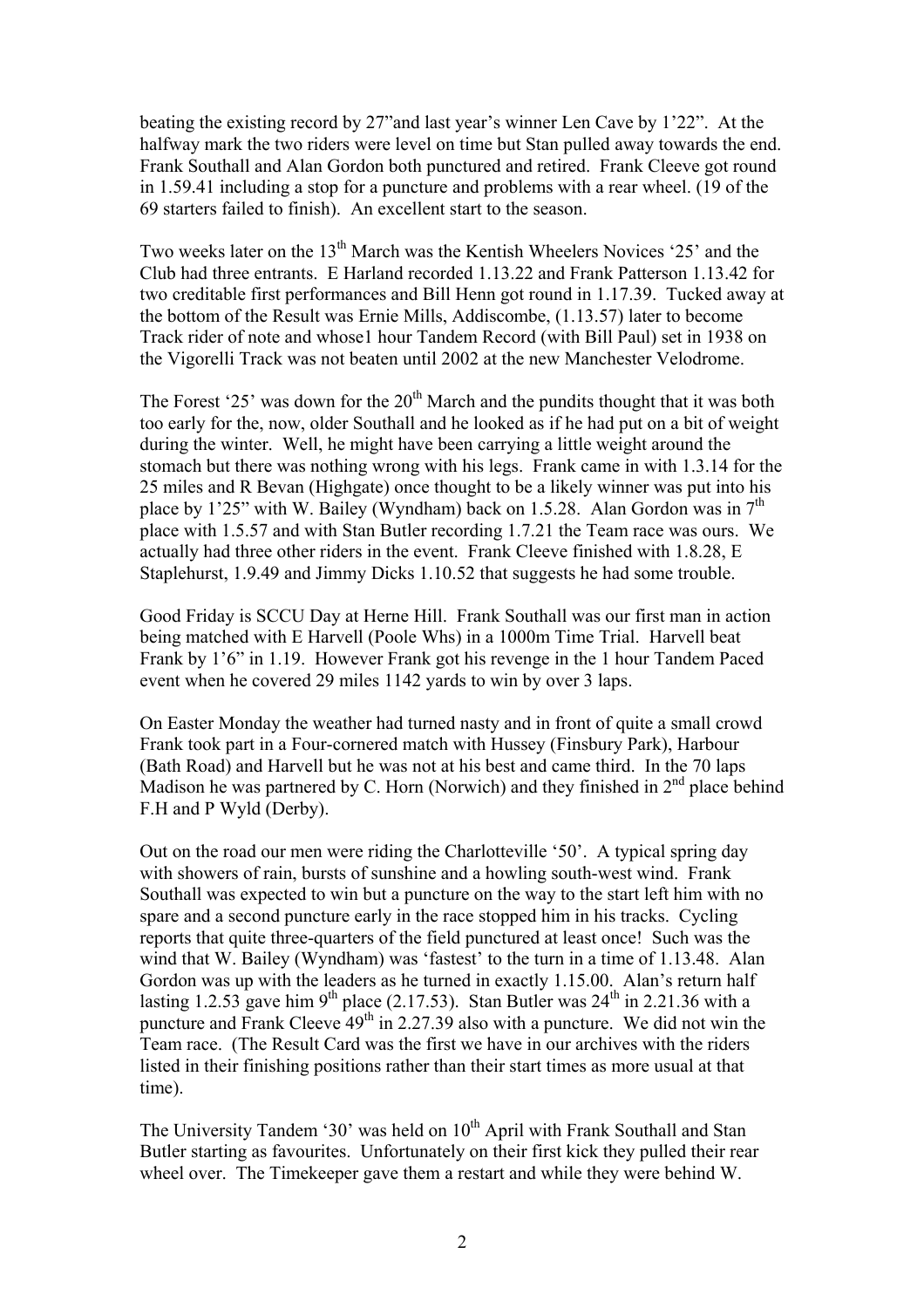beating the existing record by 27"and last year's winner Len Cave by 1'22". At the halfway mark the two riders were level on time but Stan pulled away towards the end. Frank Southall and Alan Gordon both punctured and retired. Frank Cleeve got round in 1.59.41 including a stop for a puncture and problems with a rear wheel. (19 of the 69 starters failed to finish). An excellent start to the season.

Two weeks later on the 13th March was the Kentish Wheelers Novices '25' and the Club had three entrants. E Harland recorded 1.13.22 and Frank Patterson 1.13.42 for two creditable first performances and Bill Henn got round in 1.17.39. Tucked away at the bottom of the Result was Ernie Mills, Addiscombe, (1.13.57) later to become Track rider of note and whose1 hour Tandem Record (with Bill Paul) set in 1938 on the Vigorelli Track was not beaten until 2002 at the new Manchester Velodrome.

The Forest '25' was down for the 20th March and the pundits thought that it was both too early for the, now, older Southall and he looked as if he had put on a bit of weight during the winter. Well, he might have been carrying a little weight around the stomach but there was nothing wrong with his legs. Frank came in with 1.3.14 for the 25 miles and R Bevan (Highgate) once thought to be a likely winner was put into his place by 1'25" with W. Bailey (Wyndham) back on 1.5.28. Alan Gordon was in 7th place with 1.5.57 and with Stan Butler recording 1.7.21 the Team race was ours. We actually had three other riders in the event. Frank Cleeve finished with 1.8.28, E Staplehurst, 1.9.49 and Jimmy Dicks 1.10.52 that suggests he had some trouble.

Good Friday is SCCU Day at Herne Hill. Frank Southall was our first man in action being matched with E Harvell (Poole Whs) in a 1000m Time Trial. Harvell beat Frank by 1'6" in 1.19. However Frank got his revenge in the 1 hour Tandem Paced event when he covered 29 miles 1142 yards to win by over 3 laps.

On Easter Monday the weather had turned nasty and in front of quite a small crowd Frank took part in a Four-cornered match with Hussey (Finsbury Park), Harbour (Bath Road) and Harvell but he was not at his best and came third. In the 70 laps Madison he was partnered by C. Horn (Norwich) and they finished in 2nd place behind F.H and P Wyld (Derby).

Out on the road our men were riding the Charlotteville '50'. A typical spring day with showers of rain, bursts of sunshine and a howling south-west wind. Frank Southall was expected to win but a puncture on the way to the start left him with no spare and a second puncture early in the race stopped him in his tracks. Cycling reports that quite three-quarters of the field punctured at least once! Such was the wind that W. Bailey (Wyndham) was 'fastest' to the turn in a time of 1.13.48. Alan Gordon was up with the leaders as he turned in exactly 1.15.00. Alan's return half lasting 1.2.53 gave him 9th place (2.17.53). Stan Butler was 24th in 2.21.36 with a puncture and Frank Cleeve 49th in 2.27.39 also with a puncture. We did not win the Team race. (The Result Card was the first we have in our archives with the riders listed in their finishing positions rather than their start times as more usual at that time).

The University Tandem '30' was held on 10th April with Frank Southall and Stan Butler starting as favourites. Unfortunately on their first kick they pulled their rear wheel over. The Timekeeper gave them a restart and while they were behind W.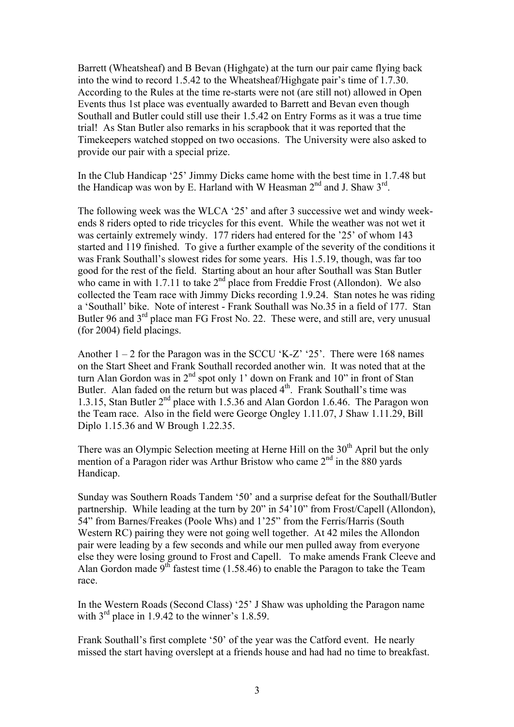Barrett (Wheatsheaf) and B Bevan (Highgate) at the turn our pair came flying back into the wind to record 1.5.42 to the Wheatsheaf/Highgate pair's time of 1.7.30. According to the Rules at the time re-starts were not (are still not) allowed in Open Events thus 1st place was eventually awarded to Barrett and Bevan even though Southall and Butler could still use their 1.5.42 on Entry Forms as it was a true time trial! As Stan Butler also remarks in his scrapbook that it was reported that the Timekeepers watched stopped on two occasions. The University were also asked to provide our pair with a special prize.

In the Club Handicap '25' Jimmy Dicks came home with the best time in 1.7.48 but the Handicap was won by E. Harland with W Heasman 2nd and J. Shaw 3rd.

The following week was the WLCA '25' and after 3 successive wet and windy week-ends 8 riders opted to ride tricycles for this event. While the weather was not wet it was certainly extremely windy. 177 riders had entered for the '25' of whom 143 started and 119 finished. To give a further example of the severity of the conditions it was Frank Southall's slowest rides for some years. His 1.5.19, though, was far too good for the rest of the field. Starting about an hour after Southall was Stan Butler who came in with 1.7.11 to take 2nd place from Freddie Frost (Allondon). We also collected the Team race with Jimmy Dicks recording 1.9.24. Stan notes he was riding a 'Southall' bike. Note of interest - Frank Southall was No.35 in a field of 177. Stan Butler 96 and 3rd place man FG Frost No. 22. These were, and still are, very unusual (for 2004) field placings.

Another 1 – 2 for the Paragon was in the SCCU 'K-Z' '25'. There were 168 names on the Start Sheet and Frank Southall recorded another win. It was noted that at the turn Alan Gordon was in 2nd spot only 1' down on Frank and 10" in front of Stan Butler. Alan faded on the return but was placed 4th. Frank Southall's time was 1.3.15, Stan Butler 2nd place with 1.5.36 and Alan Gordon 1.6.46. The Paragon won the Team race. Also in the field were George Ongley 1.11.07, J Shaw 1.11.29, Bill Diplo 1.15.36 and W Brough 1.22.35.

There was an Olympic Selection meeting at Herne Hill on the 30th April but the only mention of a Paragon rider was Arthur Bristow who came 2nd in the 880 yards Handicap.

Sunday was Southern Roads Tandem '50' and a surprise defeat for the Southall/Butler partnership. While leading at the turn by 20" in 54'10" from Frost/Capell (Allondon), 54" from Barnes/Freakes (Poole Whs) and 1'25" from the Ferris/Harris (South Western RC) pairing they were not going well together. At 42 miles the Allondon pair were leading by a few seconds and while our men pulled away from everyone else they were losing ground to Frost and Capell. To make amends Frank Cleeve and Alan Gordon made 9th fastest time (1.58.46) to enable the Paragon to take the Team race.

In the Western Roads (Second Class) '25' J Shaw was upholding the Paragon name with 3rd place in 1.9.42 to the winner's 1.8.59.

Frank Southall's first complete '50' of the year was the Catford event. He nearly missed the start having overslept at a friends house and had had no time to breakfast.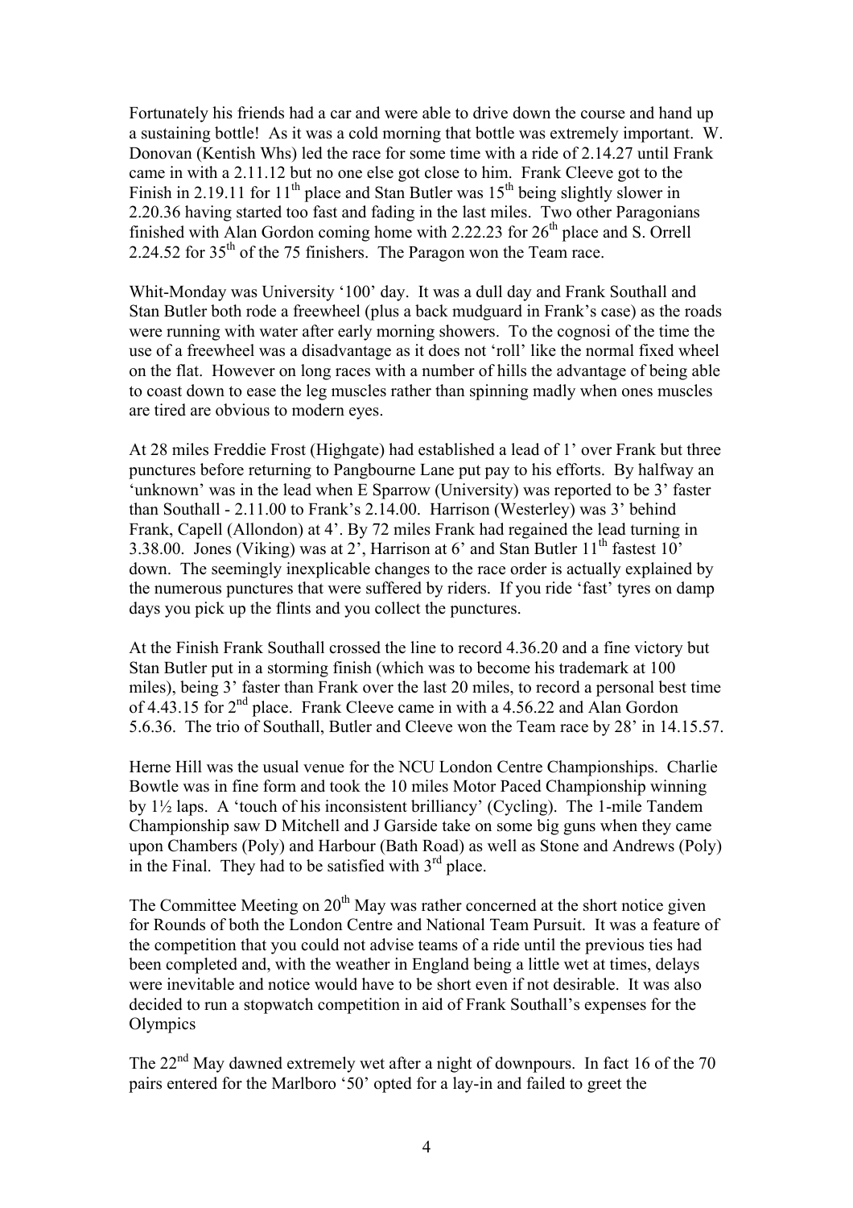Fortunately his friends had a car and were able to drive down the course and hand up a sustaining bottle! As it was a cold morning that bottle was extremely important. W. Donovan (Kentish Whs) led the race for some time with a ride of 2.14.27 until Frank came in with a 2.11.12 but no one else got close to him. Frank Cleeve got to the Finish in 2.19.11 for 11th place and Stan Butler was 15th being slightly slower in 2.20.36 having started too fast and fading in the last miles. Two other Paragonians finished with Alan Gordon coming home with 2.22.23 for 26th place and S. Orrell 2.24.52 for 35th of the 75 finishers. The Paragon won the Team race.

Whit-Monday was University '100' day. It was a dull day and Frank Southall and Stan Butler both rode a freewheel (plus a back mudguard in Frank's case) as the roads were running with water after early morning showers. To the cognosi of the time the use of a freewheel was a disadvantage as it does not 'roll' like the normal fixed wheel on the flat. However on long races with a number of hills the advantage of being able to coast down to ease the leg muscles rather than spinning madly when ones muscles are tired are obvious to modern eyes.

At 28 miles Freddie Frost (Highgate) had established a lead of 1' over Frank but three punctures before returning to Pangbourne Lane put pay to his efforts. By halfway an 'unknown' was in the lead when E Sparrow (University) was reported to be 3' faster than Southall - 2.11.00 to Frank's 2.14.00. Harrison (Westerley) was 3' behind Frank, Capell (Allondon) at 4'. By 72 miles Frank had regained the lead turning in 3.38.00. Jones (Viking) was at 2', Harrison at 6' and Stan Butler 11th fastest 10' down. The seemingly inexplicable changes to the race order is actually explained by the numerous punctures that were suffered by riders. If you ride 'fast' tyres on damp days you pick up the flints and you collect the punctures.

At the Finish Frank Southall crossed the line to record 4.36.20 and a fine victory but Stan Butler put in a storming finish (which was to become his trademark at 100 miles), being 3' faster than Frank over the last 20 miles, to record a personal best time of 4.43.15 for 2nd place. Frank Cleeve came in with a 4.56.22 and Alan Gordon 5.6.36. The trio of Southall, Butler and Cleeve won the Team race by 28' in 14.15.57.

Herne Hill was the usual venue for the NCU London Centre Championships. Charlie Bowtle was in fine form and took the 10 miles Motor Paced Championship winning by 1½ laps. A 'touch of his inconsistent brilliancy' (Cycling). The 1-mile Tandem Championship saw D Mitchell and J Garside take on some big guns when they came upon Chambers (Poly) and Harbour (Bath Road) as well as Stone and Andrews (Poly) in the Final. They had to be satisfied with 3rd place.

The Committee Meeting on 20th May was rather concerned at the short notice given for Rounds of both the London Centre and National Team Pursuit. It was a feature of the competition that you could not advise teams of a ride until the previous ties had been completed and, with the weather in England being a little wet at times, delays were inevitable and notice would have to be short even if not desirable. It was also decided to run a stopwatch competition in aid of Frank Southall's expenses for the Olympics

The 22nd May dawned extremely wet after a night of downpours. In fact 16 of the 70 pairs entered for the Marlboro '50' opted for a lay-in and failed to greet the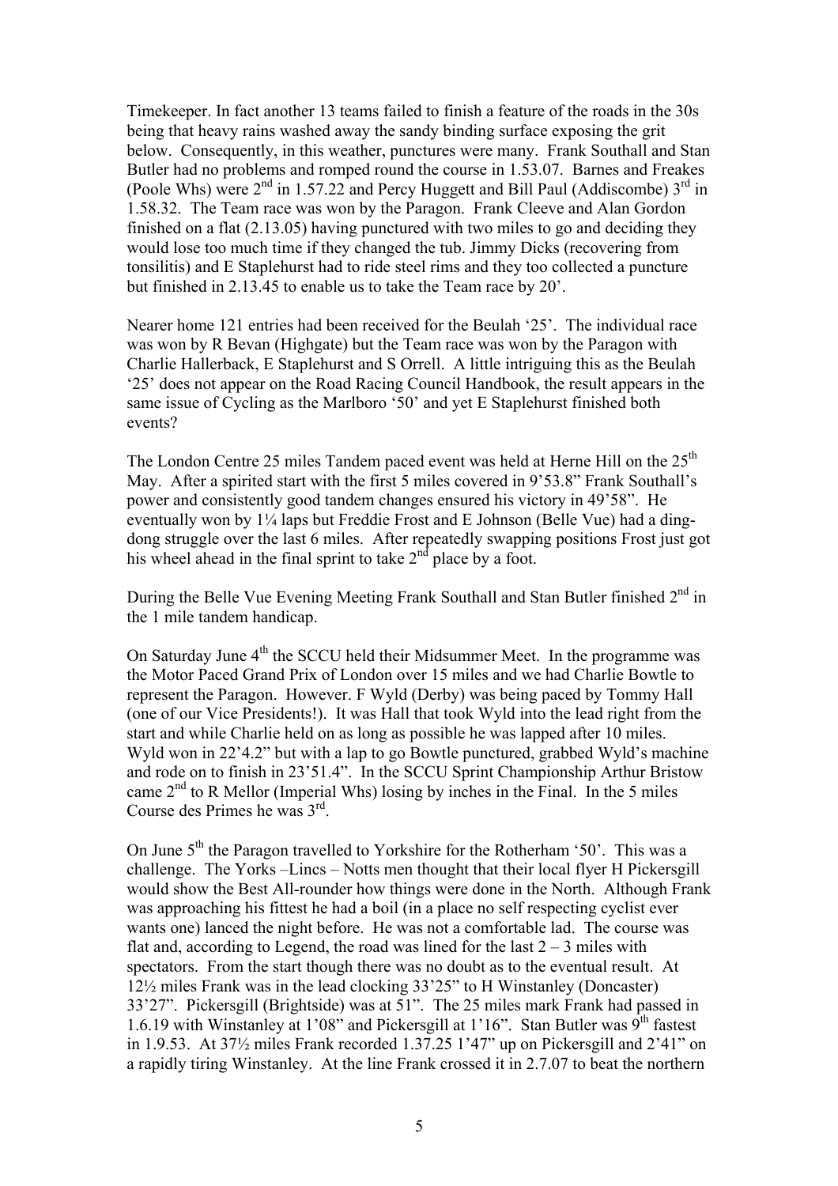Timekeeper. In fact another 13 teams failed to finish a feature of the roads in the 30s being that heavy rains washed away the sandy binding surface exposing the grit below. Consequently, in this weather, punctures were many. Frank Southall and Stan Butler had no problems and romped round the course in 1.53.07. Barnes and Freakes (Poole Whs) were 2nd in 1.57.22 and Percy Huggett and Bill Paul (Addiscombe) 3rd in 1.58.32. The Team race was won by the Paragon. Frank Cleeve and Alan Gordon finished on a flat (2.13.05) having punctured with two miles to go and deciding they would lose too much time if they changed the tub. Jimmy Dicks (recovering from tonsilitis) and E Staplehurst had to ride steel rims and they too collected a puncture but finished in 2.13.45 to enable us to take the Team race by 20'.

Nearer home 121 entries had been received for the Beulah '25'. The individual race was won by R Bevan (Highgate) but the Team race was won by the Paragon with Charlie Hallerback, E Staplehurst and S Orrell. A little intriguing this as the Beulah '25' does not appear on the Road Racing Council Handbook, the result appears in the same issue of Cycling as the Marlboro '50' and yet E Staplehurst finished both events?

The London Centre 25 miles Tandem paced event was held at Herne Hill on the 25th May. After a spirited start with the first 5 miles covered in 9'53.8" Frank Southall's power and consistently good tandem changes ensured his victory in 49'58". He eventually won by 1¼ laps but Freddie Frost and E Johnson (Belle Vue) had a ding-dong struggle over the last 6 miles. After repeatedly swapping positions Frost just got his wheel ahead in the final sprint to take 2nd place by a foot.

During the Belle Vue Evening Meeting Frank Southall and Stan Butler finished 2nd in the 1 mile tandem handicap.

On Saturday June 4th the SCCU held their Midsummer Meet. In the programme was the Motor Paced Grand Prix of London over 15 miles and we had Charlie Bowtle to represent the Paragon. However. F Wyld (Derby) was being paced by Tommy Hall (one of our Vice Presidents!). It was Hall that took Wyld into the lead right from the start and while Charlie held on as long as possible he was lapped after 10 miles. Wyld won in 22'4.2" but with a lap to go Bowtle punctured, grabbed Wyld's machine and rode on to finish in 23'51.4". In the SCCU Sprint Championship Arthur Bristow came 2nd to R Mellor (Imperial Whs) losing by inches in the Final. In the 5 miles Course des Primes he was 3rd.

On June 5th the Paragon travelled to Yorkshire for the Rotherham '50'. This was a challenge. The Yorks –Lincs – Notts men thought that their local flyer H Pickersgill would show the Best All-rounder how things were done in the North. Although Frank was approaching his fittest he had a boil (in a place no self respecting cyclist ever wants one) lanced the night before. He was not a comfortable lad. The course was flat and, according to Legend, the road was lined for the last 2 – 3 miles with spectators. From the start though there was no doubt as to the eventual result. At 12½ miles Frank was in the lead clocking 33'25" to H Winstanley (Doncaster) 33'27". Pickersgill (Brightside) was at 51". The 25 miles mark Frank had passed in 1.6.19 with Winstanley at 1'08" and Pickersgill at 1'16". Stan Butler was 9th fastest in 1.9.53. At 37½ miles Frank recorded 1.37.25 1'47" up on Pickersgill and 2'41" on a rapidly tiring Winstanley. At the line Frank crossed it in 2.7.07 to beat the northern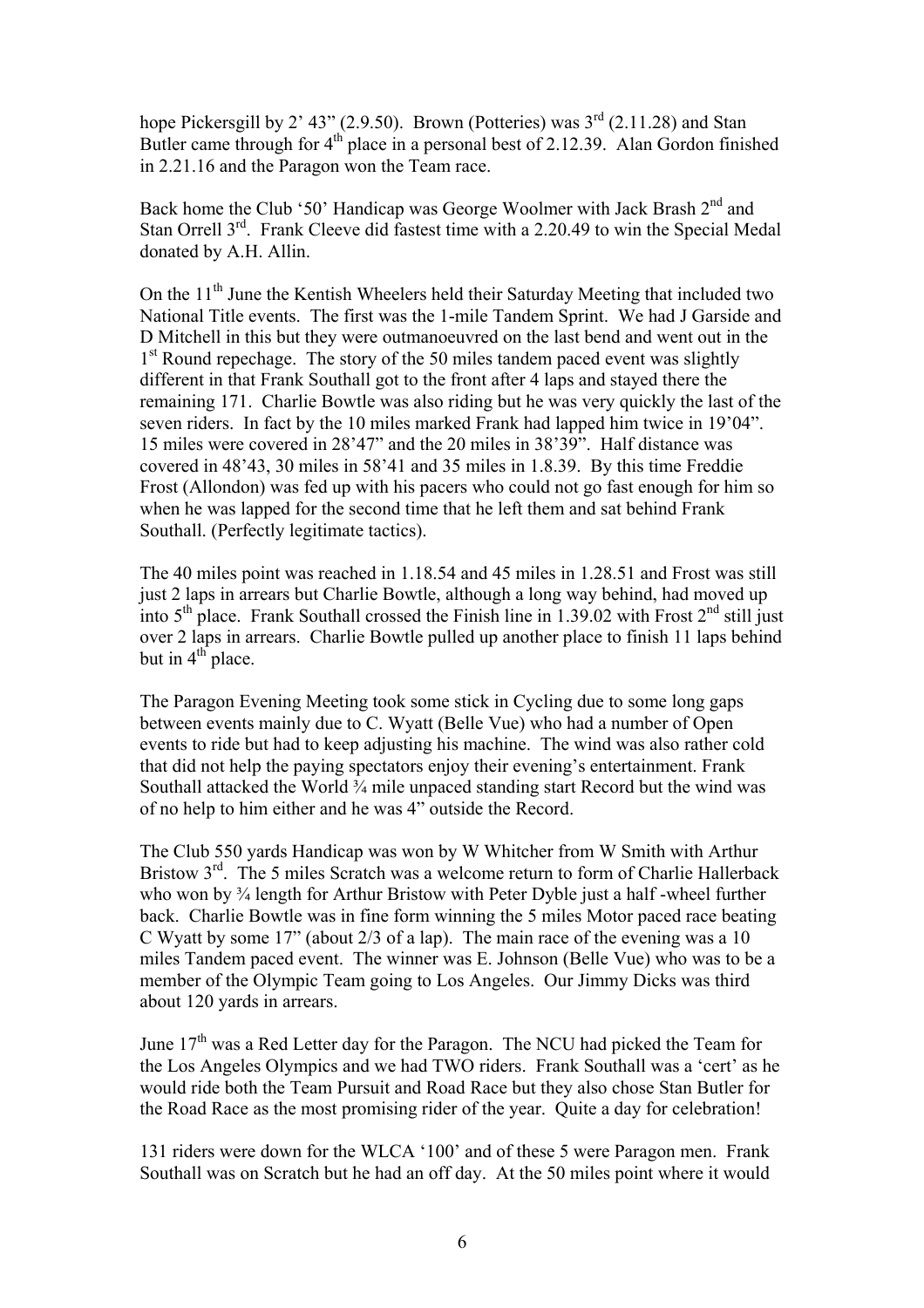hope Pickersgill by 2' 43" (2.9.50). Brown (Potteries) was 3rd (2.11.28) and Stan Butler came through for 4th place in a personal best of 2.12.39. Alan Gordon finished in 2.21.16 and the Paragon won the Team race.

Back home the Club '50' Handicap was George Woolmer with Jack Brash 2nd and Stan Orrell 3rd. Frank Cleeve did fastest time with a 2.20.49 to win the Special Medal donated by A.H. Allin.

On the 11th June the Kentish Wheelers held their Saturday Meeting that included two National Title events. The first was the 1-mile Tandem Sprint. We had J Garside and D Mitchell in this but they were outmanoeuvred on the last bend and went out in the 1st Round repechage. The story of the 50 miles tandem paced event was slightly different in that Frank Southall got to the front after 4 laps and stayed there the remaining 171. Charlie Bowtle was also riding but he was very quickly the last of the seven riders. In fact by the 10 miles marked Frank had lapped him twice in 19'04". 15 miles were covered in 28'47" and the 20 miles in 38'39". Half distance was covered in 48'43, 30 miles in 58'41 and 35 miles in 1.8.39. By this time Freddie Frost (Allondon) was fed up with his pacers who could not go fast enough for him so when he was lapped for the second time that he left them and sat behind Frank Southall. (Perfectly legitimate tactics).

The 40 miles point was reached in 1.18.54 and 45 miles in 1.28.51 and Frost was still just 2 laps in arrears but Charlie Bowtle, although a long way behind, had moved up into 5th place. Frank Southall crossed the Finish line in 1.39.02 with Frost 2nd still just over 2 laps in arrears. Charlie Bowtle pulled up another place to finish 11 laps behind but in 4th place.

The Paragon Evening Meeting took some stick in Cycling due to some long gaps between events mainly due to C. Wyatt (Belle Vue) who had a number of Open events to ride but had to keep adjusting his machine. The wind was also rather cold that did not help the paying spectators enjoy their evening's entertainment. Frank Southall attacked the World ¾ mile unpaced standing start Record but the wind was of no help to him either and he was 4" outside the Record.

The Club 550 yards Handicap was won by W Whitcher from W Smith with Arthur Bristow 3rd. The 5 miles Scratch was a welcome return to form of Charlie Hallerback who won by ¾ length for Arthur Bristow with Peter Dyble just a half -wheel further back. Charlie Bowtle was in fine form winning the 5 miles Motor paced race beating C Wyatt by some 17" (about 2/3 of a lap). The main race of the evening was a 10 miles Tandem paced event. The winner was E. Johnson (Belle Vue) who was to be a member of the Olympic Team going to Los Angeles. Our Jimmy Dicks was third about 120 yards in arrears.

June 17th was a Red Letter day for the Paragon. The NCU had picked the Team for the Los Angeles Olympics and we had TWO riders. Frank Southall was a 'cert' as he would ride both the Team Pursuit and Road Race but they also chose Stan Butler for the Road Race as the most promising rider of the year. Quite a day for celebration!

131 riders were down for the WLCA '100' and of these 5 were Paragon men. Frank Southall was on Scratch but he had an off day. At the 50 miles point where it would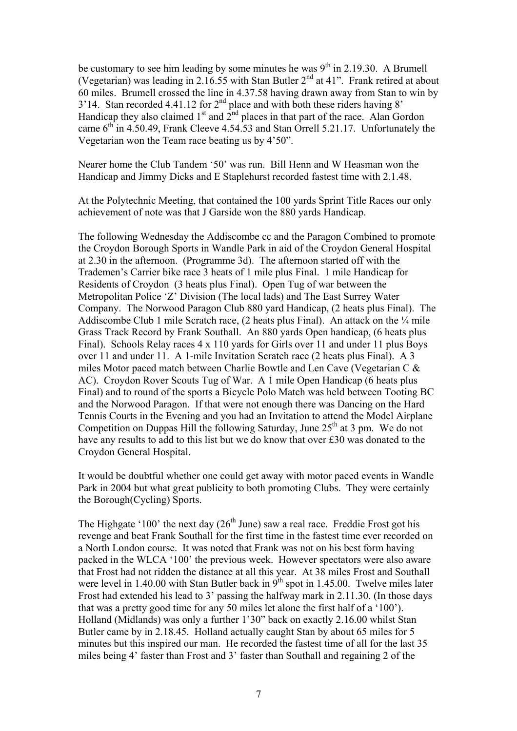be customary to see him leading by some minutes he was 9th in 2.19.30. A Brumell (Vegetarian) was leading in 2.16.55 with Stan Butler 2nd at 41". Frank retired at about 60 miles. Brumell crossed the line in 4.37.58 having drawn away from Stan to win by 3'14. Stan recorded 4.41.12 for 2nd place and with both these riders having 8' Handicap they also claimed 1st and 2nd places in that part of the race. Alan Gordon came 6th in 4.50.49, Frank Cleeve 4.54.53 and Stan Orrell 5.21.17. Unfortunately the Vegetarian won the Team race beating us by 4'50".

Nearer home the Club Tandem '50' was run. Bill Henn and W Heasman won the Handicap and Jimmy Dicks and E Staplehurst recorded fastest time with 2.1.48.

At the Polytechnic Meeting, that contained the 100 yards Sprint Title Races our only achievement of note was that J Garside won the 880 yards Handicap.

The following Wednesday the Addiscombe cc and the Paragon Combined to promote the Croydon Borough Sports in Wandle Park in aid of the Croydon General Hospital at 2.30 in the afternoon. (Programme 3d). The afternoon started off with the Trademen's Carrier bike race 3 heats of 1 mile plus Final. 1 mile Handicap for Residents of Croydon (3 heats plus Final). Open Tug of war between the Metropolitan Police 'Z' Division (The local lads) and The East Surrey Water Company. The Norwood Paragon Club 880 yard Handicap, (2 heats plus Final). The Addiscombe Club 1 mile Scratch race, (2 heats plus Final). An attack on the ¼ mile Grass Track Record by Frank Southall. An 880 yards Open handicap, (6 heats plus Final). Schools Relay races 4 x 110 yards for Girls over 11 and under 11 plus Boys over 11 and under 11. A 1-mile Invitation Scratch race (2 heats plus Final). A 3 miles Motor paced match between Charlie Bowtle and Len Cave (Vegetarian C & AC). Croydon Rover Scouts Tug of War. A 1 mile Open Handicap (6 heats plus Final) and to round of the sports a Bicycle Polo Match was held between Tooting BC and the Norwood Paragon. If that were not enough there was Dancing on the Hard Tennis Courts in the Evening and you had an Invitation to attend the Model Airplane Competition on Duppas Hill the following Saturday, June 25th at 3 pm. We do not have any results to add to this list but we do know that over £30 was donated to the Croydon General Hospital.

It would be doubtful whether one could get away with motor paced events in Wandle Park in 2004 but what great publicity to both promoting Clubs. They were certainly the Borough(Cycling) Sports.

The Highgate '100' the next day (26th June) saw a real race. Freddie Frost got his revenge and beat Frank Southall for the first time in the fastest time ever recorded on a North London course. It was noted that Frank was not on his best form having packed in the WLCA '100' the previous week. However spectators were also aware that Frost had not ridden the distance at all this year. At 38 miles Frost and Southall were level in 1.40.00 with Stan Butler back in 9th spot in 1.45.00. Twelve miles later Frost had extended his lead to 3' passing the halfway mark in 2.11.30. (In those days that was a pretty good time for any 50 miles let alone the first half of a '100'). Holland (Midlands) was only a further 1'30" back on exactly 2.16.00 whilst Stan Butler came by in 2.18.45. Holland actually caught Stan by about 65 miles for 5 minutes but this inspired our man. He recorded the fastest time of all for the last 35 miles being 4' faster than Frost and 3' faster than Southall and regaining 2 of the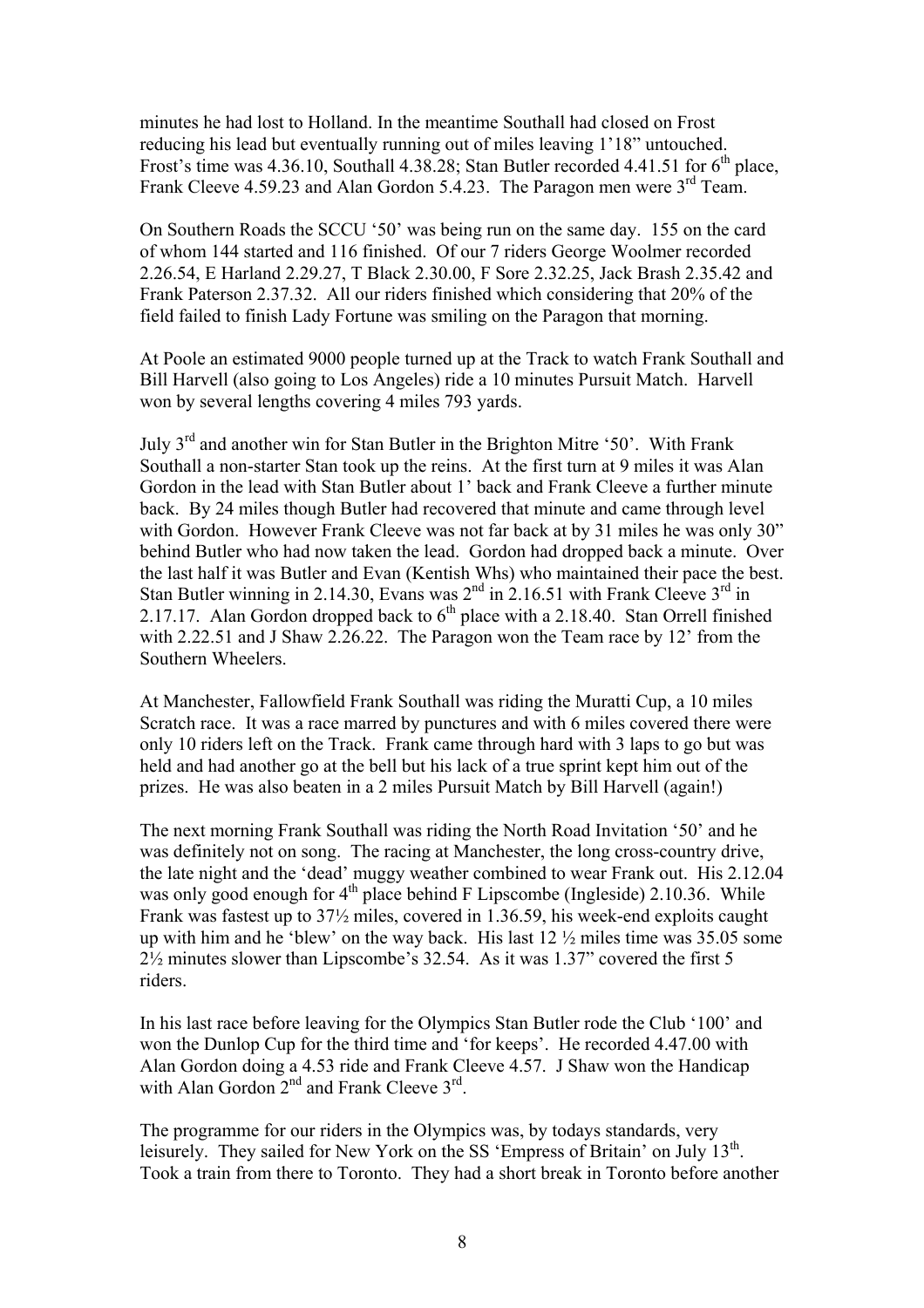minutes he had lost to Holland. In the meantime Southall had closed on Frost reducing his lead but eventually running out of miles leaving 1'18" untouched. Frost's time was 4.36.10, Southall 4.38.28; Stan Butler recorded 4.41.51 for 6th place, Frank Cleeve 4.59.23 and Alan Gordon 5.4.23. The Paragon men were 3rd Team.

On Southern Roads the SCCU '50' was being run on the same day. 155 on the card of whom 144 started and 116 finished. Of our 7 riders George Woolmer recorded 2.26.54, E Harland 2.29.27, T Black 2.30.00, F Sore 2.32.25, Jack Brash 2.35.42 and Frank Paterson 2.37.32. All our riders finished which considering that 20% of the field failed to finish Lady Fortune was smiling on the Paragon that morning.

At Poole an estimated 9000 people turned up at the Track to watch Frank Southall and Bill Harvell (also going to Los Angeles) ride a 10 minutes Pursuit Match. Harvell won by several lengths covering 4 miles 793 yards.

July 3rd and another win for Stan Butler in the Brighton Mitre '50'. With Frank Southall a non-starter Stan took up the reins. At the first turn at 9 miles it was Alan Gordon in the lead with Stan Butler about 1' back and Frank Cleeve a further minute back. By 24 miles though Butler had recovered that minute and came through level with Gordon. However Frank Cleeve was not far back at by 31 miles he was only 30" behind Butler who had now taken the lead. Gordon had dropped back a minute. Over the last half it was Butler and Evan (Kentish Whs) who maintained their pace the best. Stan Butler winning in 2.14.30, Evans was 2nd in 2.16.51 with Frank Cleeve 3rd in 2.17.17. Alan Gordon dropped back to 6th place with a 2.18.40. Stan Orrell finished with 2.22.51 and J Shaw 2.26.22. The Paragon won the Team race by 12' from the Southern Wheelers.

At Manchester, Fallowfield Frank Southall was riding the Muratti Cup, a 10 miles Scratch race. It was a race marred by punctures and with 6 miles covered there were only 10 riders left on the Track. Frank came through hard with 3 laps to go but was held and had another go at the bell but his lack of a true sprint kept him out of the prizes. He was also beaten in a 2 miles Pursuit Match by Bill Harvell (again!)

The next morning Frank Southall was riding the North Road Invitation '50' and he was definitely not on song. The racing at Manchester, the long cross-country drive, the late night and the 'dead' muggy weather combined to wear Frank out. His 2.12.04 was only good enough for 4th place behind F Lipscombe (Ingleside) 2.10.36. While Frank was fastest up to 37½ miles, covered in 1.36.59, his week-end exploits caught up with him and he 'blew' on the way back. His last 12 ½ miles time was 35.05 some 2½ minutes slower than Lipscombe's 32.54. As it was 1.37" covered the first 5 riders.

In his last race before leaving for the Olympics Stan Butler rode the Club '100' and won the Dunlop Cup for the third time and 'for keeps'. He recorded 4.47.00 with Alan Gordon doing a 4.53 ride and Frank Cleeve 4.57. J Shaw won the Handicap with Alan Gordon 2nd and Frank Cleeve 3rd.

The programme for our riders in the Olympics was, by todays standards, very leisurely. They sailed for New York on the SS 'Empress of Britain' on July 13th. Took a train from there to Toronto. They had a short break in Toronto before another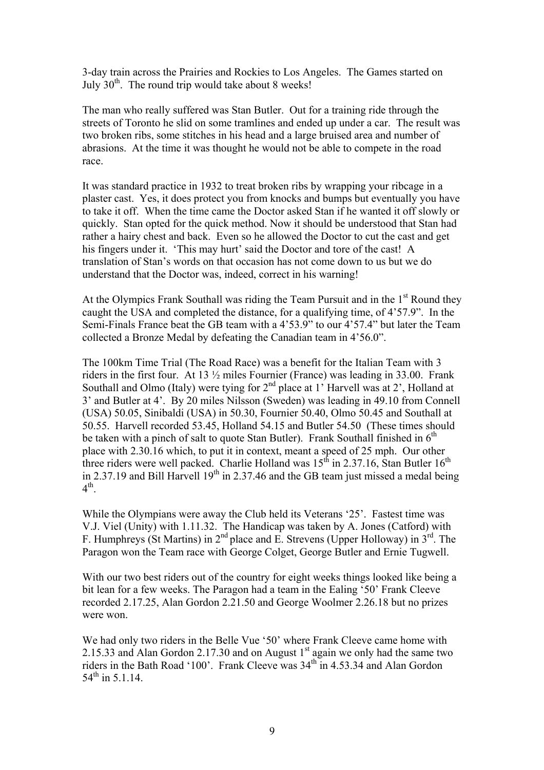3-day train across the Prairies and Rockies to Los Angeles. The Games started on July 30th. The round trip would take about 8 weeks!

The man who really suffered was Stan Butler. Out for a training ride through the streets of Toronto he slid on some tramlines and ended up under a car. The result was two broken ribs, some stitches in his head and a large bruised area and number of abrasions. At the time it was thought he would not be able to compete in the road race.

It was standard practice in 1932 to treat broken ribs by wrapping your ribcage in a plaster cast. Yes, it does protect you from knocks and bumps but eventually you have to take it off. When the time came the Doctor asked Stan if he wanted it off slowly or quickly. Stan opted for the quick method. Now it should be understood that Stan had rather a hairy chest and back. Even so he allowed the Doctor to cut the cast and get his fingers under it. 'This may hurt' said the Doctor and tore of the cast! A translation of Stan's words on that occasion has not come down to us but we do understand that the Doctor was, indeed, correct in his warning!

At the Olympics Frank Southall was riding the Team Pursuit and in the 1st Round they caught the USA and completed the distance, for a qualifying time, of 4'57.9". In the Semi-Finals France beat the GB team with a 4'53.9" to our 4'57.4" but later the Team collected a Bronze Medal by defeating the Canadian team in 4'56.0".

The 100km Time Trial (The Road Race) was a benefit for the Italian Team with 3 riders in the first four. At 13 ½ miles Fournier (France) was leading in 33.00. Frank Southall and Olmo (Italy) were tying for 2nd place at 1' Harvell was at 2', Holland at 3' and Butler at 4'. By 20 miles Nilsson (Sweden) was leading in 49.10 from Connell (USA) 50.05, Sinibaldi (USA) in 50.30, Fournier 50.40, Olmo 50.45 and Southall at 50.55. Harvell recorded 53.45, Holland 54.15 and Butler 54.50 (These times should be taken with a pinch of salt to quote Stan Butler). Frank Southall finished in 6th place with 2.30.16 which, to put it in context, meant a speed of 25 mph. Our other three riders were well packed. Charlie Holland was 15th in 2.37.16, Stan Butler 16th in 2.37.19 and Bill Harvell 19th in 2.37.46 and the GB team just missed a medal being 4th.

While the Olympians were away the Club held its Veterans '25'. Fastest time was V.J. Viel (Unity) with 1.11.32. The Handicap was taken by A. Jones (Catford) with F. Humphreys (St Martins) in 2nd place and E. Strevens (Upper Holloway) in 3rd. The Paragon won the Team race with George Colget, George Butler and Ernie Tugwell.

With our two best riders out of the country for eight weeks things looked like being a bit lean for a few weeks. The Paragon had a team in the Ealing '50' Frank Cleeve recorded 2.17.25, Alan Gordon 2.21.50 and George Woolmer 2.26.18 but no prizes were won.

We had only two riders in the Belle Vue '50' where Frank Cleeve came home with 2.15.33 and Alan Gordon 2.17.30 and on August 1st again we only had the same two riders in the Bath Road '100'. Frank Cleeve was 34th in 4.53.34 and Alan Gordon 54th in 5.1.14.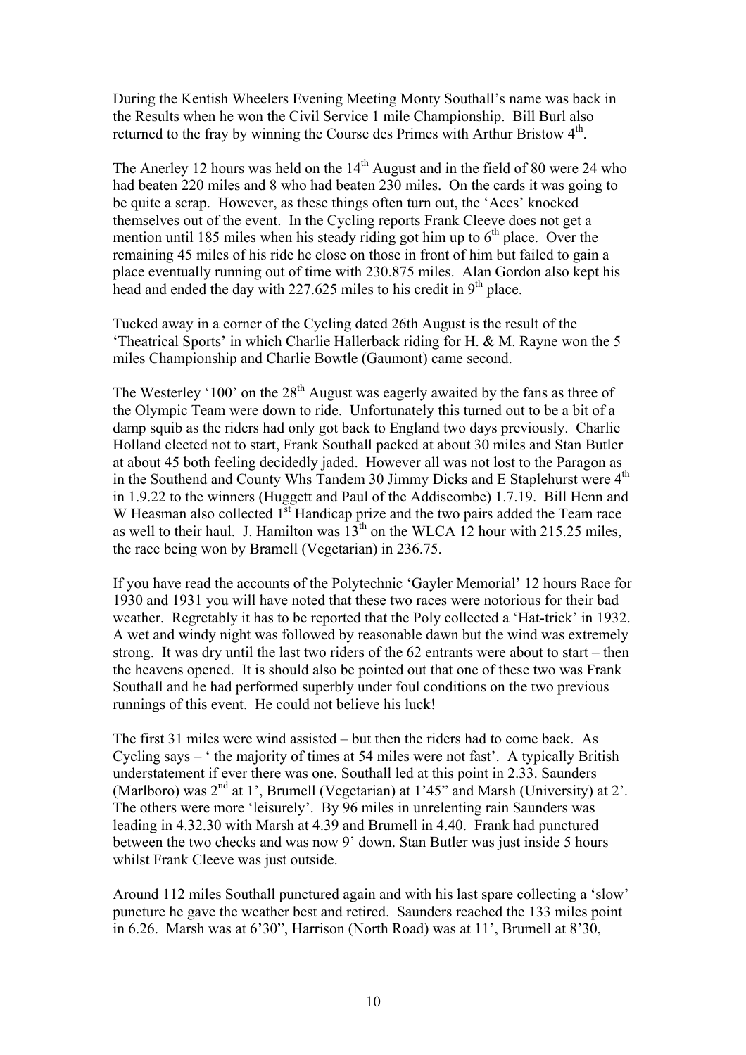During the Kentish Wheelers Evening Meeting Monty Southall's name was back in the Results when he won the Civil Service 1 mile Championship. Bill Burl also returned to the fray by winning the Course des Primes with Arthur Bristow 4th.

The Anerley 12 hours was held on the 14th August and in the field of 80 were 24 who had beaten 220 miles and 8 who had beaten 230 miles. On the cards it was going to be quite a scrap. However, as these things often turn out, the 'Aces' knocked themselves out of the event. In the Cycling reports Frank Cleeve does not get a mention until 185 miles when his steady riding got him up to 6th place. Over the remaining 45 miles of his ride he close on those in front of him but failed to gain a place eventually running out of time with 230.875 miles. Alan Gordon also kept his head and ended the day with 227.625 miles to his credit in 9th place.

Tucked away in a corner of the Cycling dated 26th August is the result of the 'Theatrical Sports' in which Charlie Hallerback riding for H. & M. Rayne won the 5 miles Championship and Charlie Bowtle (Gaumont) came second.

The Westerley '100' on the 28th August was eagerly awaited by the fans as three of the Olympic Team were down to ride. Unfortunately this turned out to be a bit of a damp squib as the riders had only got back to England two days previously. Charlie Holland elected not to start, Frank Southall packed at about 30 miles and Stan Butler at about 45 both feeling decidedly jaded. However all was not lost to the Paragon as in the Southend and County Whs Tandem 30 Jimmy Dicks and E Staplehurst were 4th in 1.9.22 to the winners (Huggett and Paul of the Addiscombe) 1.7.19. Bill Henn and W Heasman also collected 1st Handicap prize and the two pairs added the Team race as well to their haul. J. Hamilton was 13th on the WLCA 12 hour with 215.25 miles, the race being won by Bramell (Vegetarian) in 236.75.

If you have read the accounts of the Polytechnic 'Gayler Memorial' 12 hours Race for 1930 and 1931 you will have noted that these two races were notorious for their bad weather. Regretably it has to be reported that the Poly collected a 'Hat-trick' in 1932. A wet and windy night was followed by reasonable dawn but the wind was extremely strong. It was dry until the last two riders of the 62 entrants were about to start – then the heavens opened. It is should also be pointed out that one of these two was Frank Southall and he had performed superbly under foul conditions on the two previous runnings of this event. He could not believe his luck!

The first 31 miles were wind assisted – but then the riders had to come back. As Cycling says – ' the majority of times at 54 miles were not fast'. A typically British understatement if ever there was one. Southall led at this point in 2.33. Saunders (Marlboro) was 2nd at 1', Brumell (Vegetarian) at 1'45" and Marsh (University) at 2'. The others were more 'leisurely'. By 96 miles in unrelenting rain Saunders was leading in 4.32.30 with Marsh at 4.39 and Brumell in 4.40. Frank had punctured between the two checks and was now 9' down. Stan Butler was just inside 5 hours whilst Frank Cleeve was just outside.

Around 112 miles Southall punctured again and with his last spare collecting a 'slow' puncture he gave the weather best and retired. Saunders reached the 133 miles point in 6.26. Marsh was at 6'30", Harrison (North Road) was at 11', Brumell at 8'30,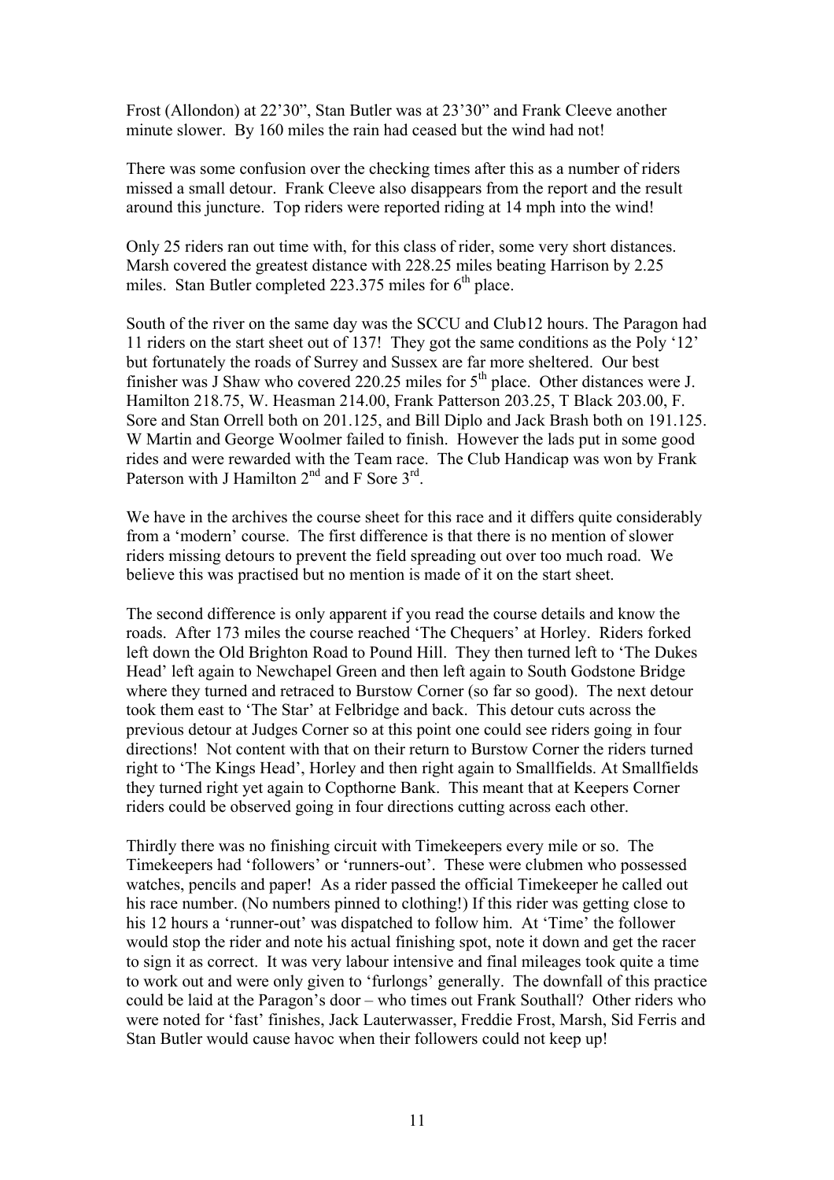Frost (Allondon) at 22'30", Stan Butler was at 23'30" and Frank Cleeve another minute slower. By 160 miles the rain had ceased but the wind had not!

There was some confusion over the checking times after this as a number of riders missed a small detour. Frank Cleeve also disappears from the report and the result around this juncture. Top riders were reported riding at 14 mph into the wind!

Only 25 riders ran out time with, for this class of rider, some very short distances. Marsh covered the greatest distance with 228.25 miles beating Harrison by 2.25 miles. Stan Butler completed 223.375 miles for 6th place.

South of the river on the same day was the SCCU and Club12 hours. The Paragon had 11 riders on the start sheet out of 137! They got the same conditions as the Poly '12' but fortunately the roads of Surrey and Sussex are far more sheltered. Our best finisher was J Shaw who covered 220.25 miles for 5th place. Other distances were J. Hamilton 218.75, W. Heasman 214.00, Frank Patterson 203.25, T Black 203.00, F. Sore and Stan Orrell both on 201.125, and Bill Diplo and Jack Brash both on 191.125. W Martin and George Woolmer failed to finish. However the lads put in some good rides and were rewarded with the Team race. The Club Handicap was won by Frank Paterson with J Hamilton 2nd and F Sore 3rd.

We have in the archives the course sheet for this race and it differs quite considerably from a 'modern' course. The first difference is that there is no mention of slower riders missing detours to prevent the field spreading out over too much road. We believe this was practised but no mention is made of it on the start sheet.

The second difference is only apparent if you read the course details and know the roads. After 173 miles the course reached 'The Chequers' at Horley. Riders forked left down the Old Brighton Road to Pound Hill. They then turned left to 'The Dukes Head' left again to Newchapel Green and then left again to South Godstone Bridge where they turned and retraced to Burstow Corner (so far so good). The next detour took them east to 'The Star' at Felbridge and back. This detour cuts across the previous detour at Judges Corner so at this point one could see riders going in four directions! Not content with that on their return to Burstow Corner the riders turned right to 'The Kings Head', Horley and then right again to Smallfields. At Smallfields they turned right yet again to Copthorne Bank. This meant that at Keepers Corner riders could be observed going in four directions cutting across each other.

Thirdly there was no finishing circuit with Timekeepers every mile or so. The Timekeepers had 'followers' or 'runners-out'. These were clubmen who possessed watches, pencils and paper! As a rider passed the official Timekeeper he called out his race number. (No numbers pinned to clothing!) If this rider was getting close to his 12 hours a 'runner-out' was dispatched to follow him. At 'Time' the follower would stop the rider and note his actual finishing spot, note it down and get the racer to sign it as correct. It was very labour intensive and final mileages took quite a time to work out and were only given to 'furlongs' generally. The downfall of this practice could be laid at the Paragon's door – who times out Frank Southall? Other riders who were noted for 'fast' finishes, Jack Lauterwasser, Freddie Frost, Marsh, Sid Ferris and Stan Butler would cause havoc when their followers could not keep up!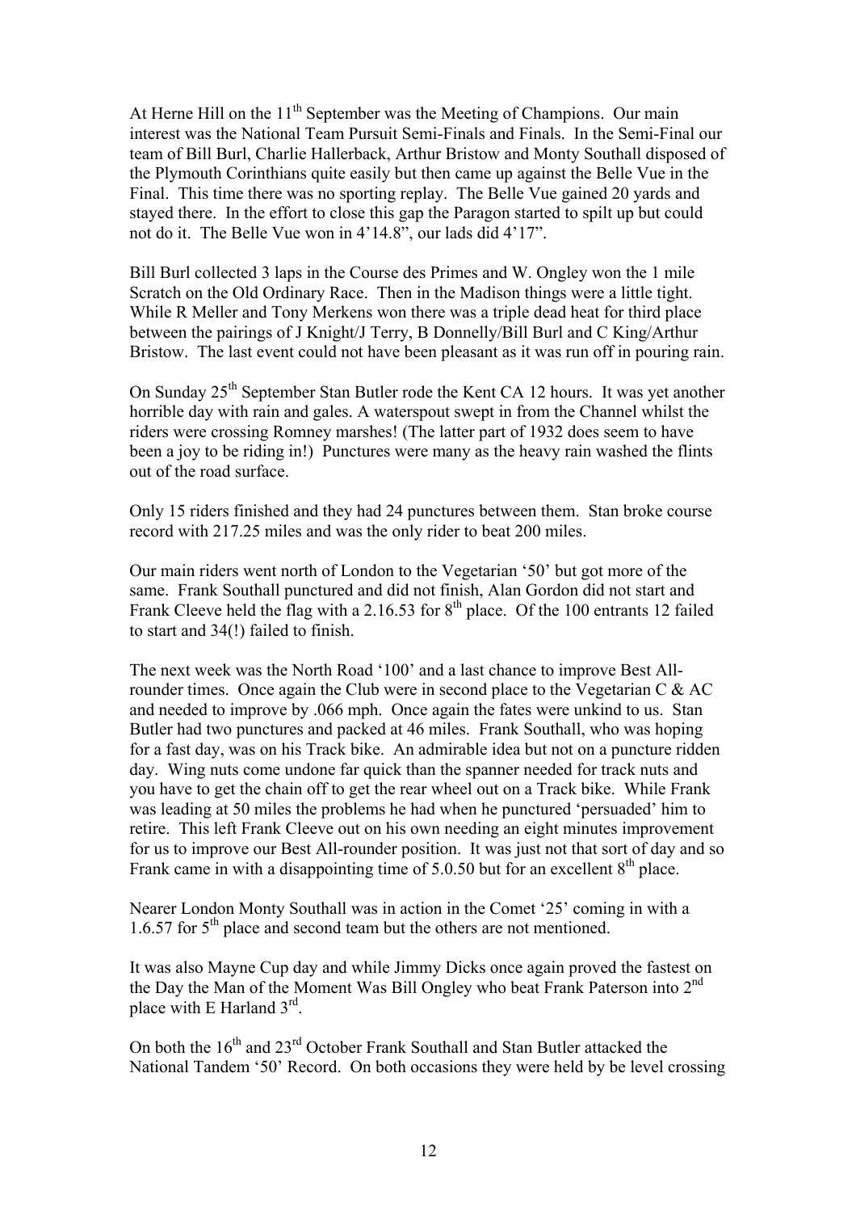At Herne Hill on the 11th September was the Meeting of Champions. Our main interest was the National Team Pursuit Semi-Finals and Finals. In the Semi-Final our team of Bill Burl, Charlie Hallerback, Arthur Bristow and Monty Southall disposed of the Plymouth Corinthians quite easily but then came up against the Belle Vue in the Final. This time there was no sporting replay. The Belle Vue gained 20 yards and stayed there. In the effort to close this gap the Paragon started to spilt up but could not do it. The Belle Vue won in 4'14.8", our lads did 4'17".

Bill Burl collected 3 laps in the Course des Primes and W. Ongley won the 1 mile Scratch on the Old Ordinary Race. Then in the Madison things were a little tight. While R Meller and Tony Merkens won there was a triple dead heat for third place between the pairings of J Knight/J Terry, B Donnelly/Bill Burl and C King/Arthur Bristow. The last event could not have been pleasant as it was run off in pouring rain.

On Sunday 25th September Stan Butler rode the Kent CA 12 hours. It was yet another horrible day with rain and gales. A waterspout swept in from the Channel whilst the riders were crossing Romney marshes! (The latter part of 1932 does seem to have been a joy to be riding in!) Punctures were many as the heavy rain washed the flints out of the road surface.

Only 15 riders finished and they had 24 punctures between them. Stan broke course record with 217.25 miles and was the only rider to beat 200 miles.

Our main riders went north of London to the Vegetarian '50' but got more of the same. Frank Southall punctured and did not finish, Alan Gordon did not start and Frank Cleeve held the flag with a 2.16.53 for 8th place. Of the 100 entrants 12 failed to start and 34(!) failed to finish.

The next week was the North Road '100' and a last chance to improve Best All-rounder times. Once again the Club were in second place to the Vegetarian C & AC and needed to improve by .066 mph. Once again the fates were unkind to us. Stan Butler had two punctures and packed at 46 miles. Frank Southall, who was hoping for a fast day, was on his Track bike. An admirable idea but not on a puncture ridden day. Wing nuts come undone far quick than the spanner needed for track nuts and you have to get the chain off to get the rear wheel out on a Track bike. While Frank was leading at 50 miles the problems he had when he punctured 'persuaded' him to retire. This left Frank Cleeve out on his own needing an eight minutes improvement for us to improve our Best All-rounder position. It was just not that sort of day and so Frank came in with a disappointing time of 5.0.50 but for an excellent 8th place.

Nearer London Monty Southall was in action in the Comet '25' coming in with a 1.6.57 for 5th place and second team but the others are not mentioned.

It was also Mayne Cup day and while Jimmy Dicks once again proved the fastest on the Day the Man of the Moment Was Bill Ongley who beat Frank Paterson into 2nd place with E Harland 3rd.

On both the 16th and 23rd October Frank Southall and Stan Butler attacked the National Tandem '50' Record. On both occasions they were held by be level crossing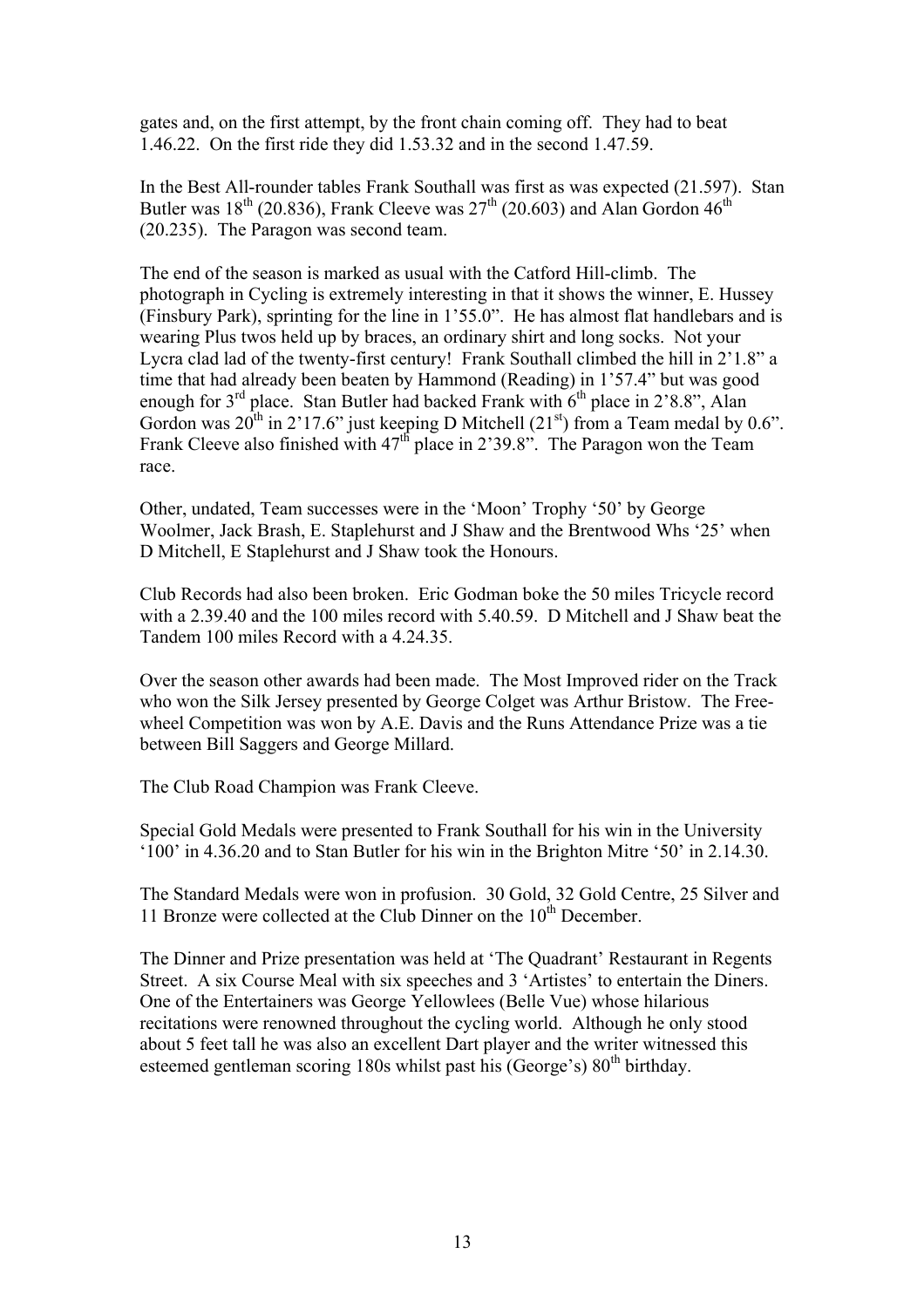gates and, on the first attempt, by the front chain coming off. They had to beat 1.46.22. On the first ride they did 1.53.32 and in the second 1.47.59.

In the Best All-rounder tables Frank Southall was first as was expected (21.597). Stan Butler was 18th (20.836), Frank Cleeve was 27th (20.603) and Alan Gordon 46th (20.235). The Paragon was second team.

The end of the season is marked as usual with the Catford Hill-climb. The photograph in Cycling is extremely interesting in that it shows the winner, E. Hussey (Finsbury Park), sprinting for the line in 1'55.0". He has almost flat handlebars and is wearing Plus twos held up by braces, an ordinary shirt and long socks. Not your Lycra clad lad of the twenty-first century! Frank Southall climbed the hill in 2'1.8" a time that had already been beaten by Hammond (Reading) in 1'57.4" but was good enough for 3rd place. Stan Butler had backed Frank with 6th place in 2'8.8", Alan Gordon was 20th in 2'17.6" just keeping D Mitchell (21st) from a Team medal by 0.6". Frank Cleeve also finished with 47th place in 2'39.8". The Paragon won the Team race.

Other, undated, Team successes were in the 'Moon' Trophy '50' by George Woolmer, Jack Brash, E. Staplehurst and J Shaw and the Brentwood Whs '25' when D Mitchell, E Staplehurst and J Shaw took the Honours.

Club Records had also been broken. Eric Godman boke the 50 miles Tricycle record with a 2.39.40 and the 100 miles record with 5.40.59. D Mitchell and J Shaw beat the Tandem 100 miles Record with a 4.24.35.

Over the season other awards had been made. The Most Improved rider on the Track who won the Silk Jersey presented by George Colget was Arthur Bristow. The Free-wheel Competition was won by A.E. Davis and the Runs Attendance Prize was a tie between Bill Saggers and George Millard.

The Club Road Champion was Frank Cleeve.

Special Gold Medals were presented to Frank Southall for his win in the University '100' in 4.36.20 and to Stan Butler for his win in the Brighton Mitre '50' in 2.14.30.

The Standard Medals were won in profusion. 30 Gold, 32 Gold Centre, 25 Silver and 11 Bronze were collected at the Club Dinner on the 10th December.

The Dinner and Prize presentation was held at 'The Quadrant' Restaurant in Regents Street. A six Course Meal with six speeches and 3 'Artistes' to entertain the Diners. One of the Entertainers was George Yellowlees (Belle Vue) whose hilarious recitations were renowned throughout the cycling world. Although he only stood about 5 feet tall he was also an excellent Dart player and the writer witnessed this esteemed gentleman scoring 180s whilst past his (George's) 80th birthday.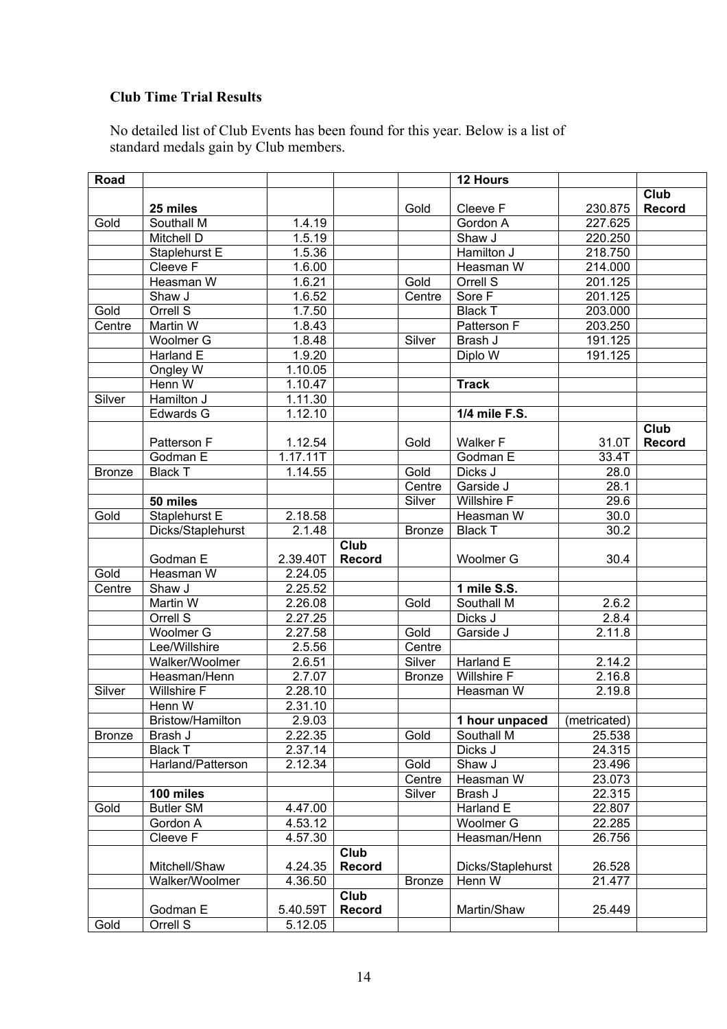**Club Time Trial Results**

No detailed list of Club Events has been found for this year. Below is a list of standard medals gain by Club members.

| Road | | | | | 12 Hours | | |
|---|---|---|---|---|---|---|---|
| | **25 miles** | | | Gold | Cleeve F | 230.875 | **Club Record** |
| Gold | Southall M | 1.4.19 | | | Gordon A | 227.625 | |
| | Mitchell D | 1.5.19 | | | Shaw J | 220.250 | |
| | Staplehurst E | 1.5.36 | | | Hamilton J | 218.750 | |
| | Cleeve F | 1.6.00 | | | Heasman W | 214.000 | |
| | Heasman W | 1.6.21 | | Gold | Orrell S | 201.125 | |
| | Shaw J | 1.6.52 | | Centre | Sore F | 201.125 | |
| Gold | Orrell S | 1.7.50 | | | Black T | 203.000 | |
| Centre | Martin W | 1.8.43 | | | Patterson F | 203.250 | |
| | Woolmer G | 1.8.48 | | Silver | Brash J | 191.125 | |
| | Harland E | 1.9.20 | | | Diplo W | 191.125 | |
| | Ongley W | 1.10.05 | | | | | |
| | Henn W | 1.10.47 | | | **Track** | | |
| Silver | Hamilton J | 1.11.30 | | | | | |
| | Edwards G | 1.12.10 | | | **1/4 mile F.S.** | | |
| | Patterson F | 1.12.54 | | Gold | Walker F | 31.0T | **Club Record** |
| | Godman E | 1.17.11T | | | Godman E | 33.4T | |
| Bronze | Black T | 1.14.55 | | Gold | Dicks J | 28.0 | |
| | | | | Centre | Garside J | 28.1 | |
| | **50 miles** | | | Silver | Willshire F | 29.6 | |
| Gold | Staplehurst E | 2.18.58 | | | Heasman W | 30.0 | |
| | Dicks/Staplehurst | 2.1.48 | | Bronze | Black T | 30.2 | |
| | Godman E | 2.39.40T | **Club Record** | | Woolmer G | 30.4 | |
| Gold | Heasman W | 2.24.05 | | | | | |
| Centre | Shaw J | 2.25.52 | | | **1 mile S.S.** | | |
| | Martin W | 2.26.08 | | Gold | Southall M | 2.6.2 | |
| | Orrell S | 2.27.25 | | | Dicks J | 2.8.4 | |
| | Woolmer G | 2.27.58 | | Gold | Garside J | 2.11.8 | |
| | Lee/Willshire | 2.5.56 | | Centre | | | |
| | Walker/Woolmer | 2.6.51 | | Silver | Harland E | 2.14.2 | |
| | Heasman/Henn | 2.7.07 | | Bronze | Willshire F | 2.16.8 | |
| Silver | Willshire F | 2.28.10 | | | Heasman W | 2.19.8 | |
| | Henn W | 2.31.10 | | | | | |
| | Bristow/Hamilton | 2.9.03 | | | **1 hour unpaced** | (metricated) | |
| Bronze | Brash J | 2.22.35 | | Gold | Southall M | 25.538 | |
| | Black T | 2.37.14 | | | Dicks J | 24.315 | |
| | Harland/Patterson | 2.12.34 | | Gold | Shaw J | 23.496 | |
| | | | | Centre | Heasman W | 23.073 | |
| | **100 miles** | | | Silver | Brash J | 22.315 | |
| Gold | Butler SM | 4.47.00 | | | Harland E | 22.807 | |
| | Gordon A | 4.53.12 | | | Woolmer G | 22.285 | |
| | Cleeve F | 4.57.30 | | | Heasman/Henn | 26.756 | |
| | Mitchell/Shaw | 4.24.35 | **Club Record** | | Dicks/Staplehurst | 26.528 | |
| | Walker/Woolmer | 4.36.50 | | Bronze | Henn W | 21.477 | |
| | Godman E | 5.40.59T | **Club Record** | | Martin/Shaw | 25.449 | |
| Gold | Orrell S | 5.12.05 | | | | | |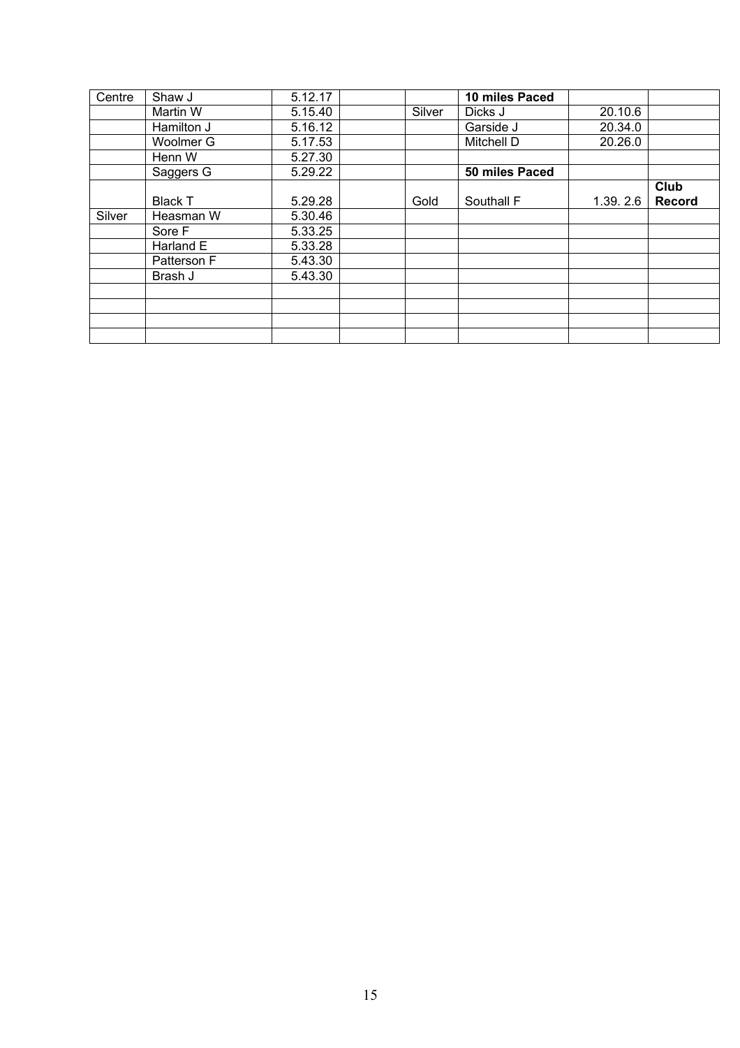| | | | | | | | |
|---|---|---|---|---|---|---|---|
| Centre | Shaw J | 5.12.17 | | | **10 miles Paced** | | |
| | Martin W | 5.15.40 | | Silver | Dicks J | 20.10.6 | |
| | Hamilton J | 5.16.12 | | | Garside J | 20.34.0 | |
| | Woolmer G | 5.17.53 | | | Mitchell D | 20.26.0 | |
| | Henn W | 5.27.30 | | | | | |
| | Saggers G | 5.29.22 | | | **50 miles Paced** | | |
| | Black T | 5.29.28 | | Gold | Southall F | 1.39. 2.6 | **Club Record** |
| Silver | Heasman W | 5.30.46 | | | | | |
| | Sore F | 5.33.25 | | | | | |
| | Harland E | 5.33.28 | | | | | |
| | Patterson F | 5.43.30 | | | | | |
| | Brash J | 5.43.30 | | | | | |
| | | | | | | | |
| | | | | | | | |
| | | | | | | | |
| | | | | | | | |